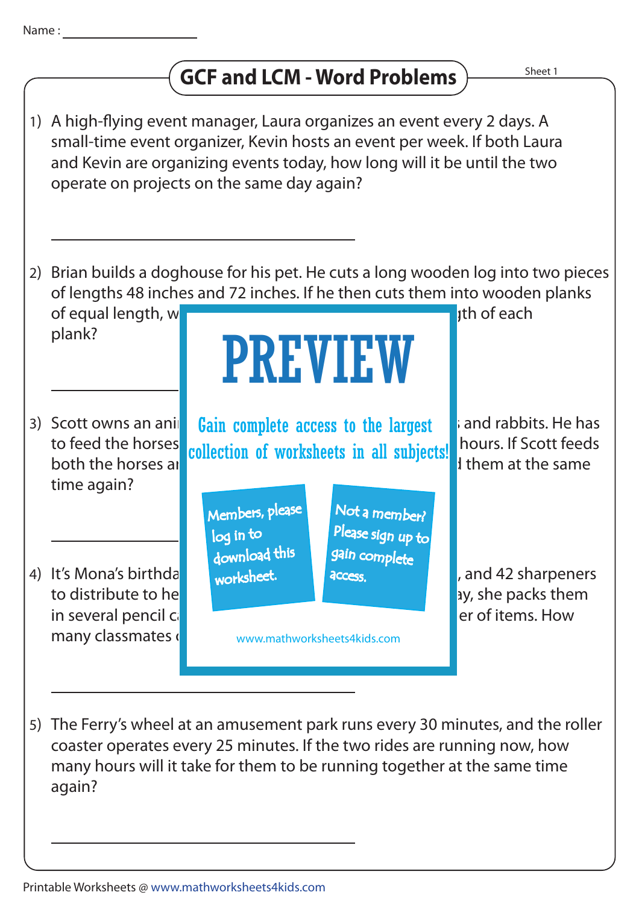Name : ______________

# GCF and LCM - Word Problems

Sheet 1

1) A high-flying event manager, Laura organizes an event every 2 days. A small-time event organizer, Kevin hosts an event per week. If both Laura and Kevin are organizing events today, how long will it be until the two operate on projects on the same day again?

______________________________

2) Brian builds a doghouse for his pet. He cuts a long wooden log into two pieces of lengths 48 inches and 72 inches. If he then cuts them into wooden planks of equal length, w ... th of each plank?

______________________________

3) Scott owns an ani ... and rabbits. He has to feed the horses ... hours. If Scott feeds both the horses a ... them at the same time again?

______________________________

4) It's Mona's birthda ... , and 42 sharpeners to distribute to he ... ay, she packs them in several pencil c ... er of items. How many classmates ...

______________________________

PREVIEW

Gain complete access to the largest collection of worksheets in all subjects!

Members, please log in to download this worksheet.

Not a member? Please sign up to gain complete access.

www.mathworksheets4kids.com

5) The Ferry's wheel at an amusement park runs every 30 minutes, and the roller coaster operates every 25 minutes. If the two rides are running now, how many hours will it take for them to be running together at the same time again?

______________________________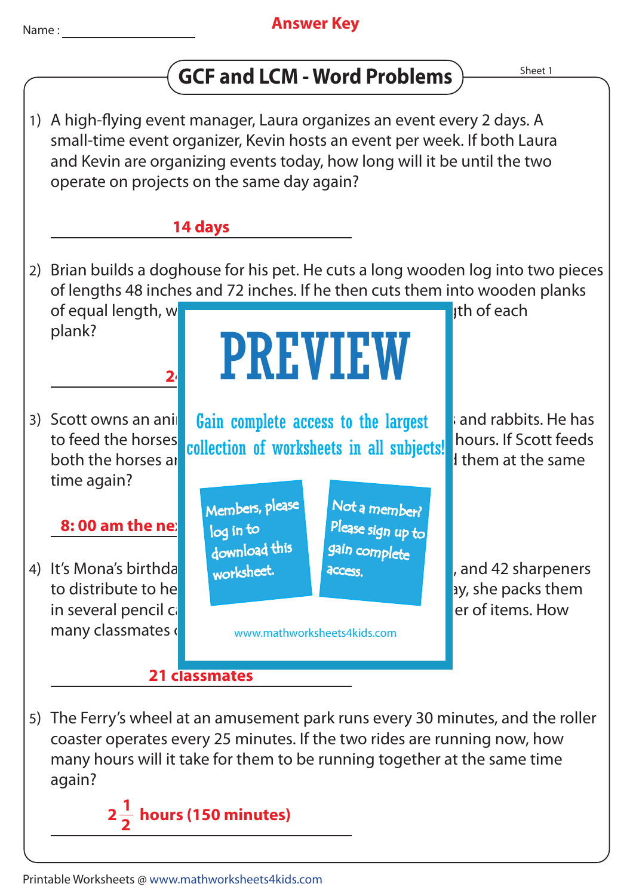Name :

**Answer Key**

# GCF and LCM - Word Problems

Sheet 1

1) A high-flying event manager, Laura organizes an event every 2 days. A small-time event organizer, Kevin hosts an event per week. If both Laura and Kevin are organizing events today, how long will it be until the two operate on projects on the same day again?

**14 days**

2) Brian builds a doghouse for his pet. He cuts a long wooden log into two pieces of lengths 48 inches and 72 inches. If he then cuts them into wooden planks of equal length, w ... th of each plank?

**2**

3) Scott owns an ani ... and rabbits. He has to feed the horses ... hours. If Scott feeds both the horses a ... them at the same time again?

**8: 00 am the ne**

4) It's Mona's birthda ... , and 42 sharpeners to distribute to he ... ay, she packs them in several pencil c ... er of items. How many classmates ...

**21 classmates**

5) The Ferry's wheel at an amusement park runs every 30 minutes, and the roller coaster operates every 25 minutes. If the two rides are running now, how many hours will it take for them to be running together at the same time again?

**$2\frac{1}{2}$ hours (150 minutes)**

PREVIEW

Gain complete access to the largest collection of worksheets in all subjects!

Members, please log in to download this worksheet.

Not a member? Please sign up to gain complete access.

www.mathworksheets4kids.com

Printable Worksheets @ www.mathworksheets4kids.com